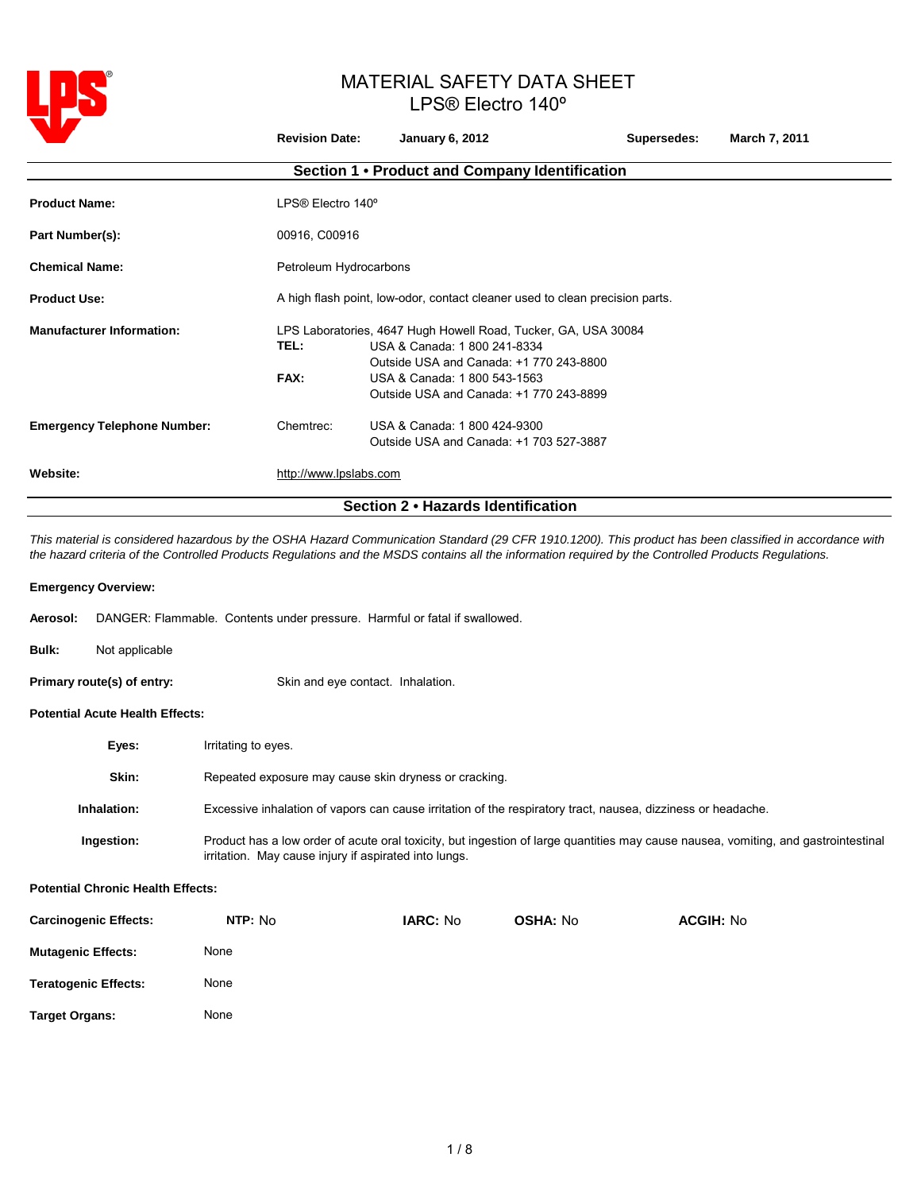# MATERIAL SAFETY DATA SHEET
## LPS® Electro 140º

**Revision Date:** **January 6, 2012** **Supersedes:** **March 7, 2011**

## Section 1 • Product and Company Identification

**Product Name:** LPS® Electro 140º

**Part Number(s):** 00916, C00916

**Chemical Name:** Petroleum Hydrocarbons

**Product Use:** A high flash point, low-odor, contact cleaner used to clean precision parts.

**Manufacturer Information:** LPS Laboratories, 4647 Hugh Howell Road, Tucker, GA, USA 30084
**TEL:** USA & Canada: 1 800 241-8334
Outside USA and Canada: +1 770 243-8800
**FAX:** USA & Canada: 1 800 543-1563
Outside USA and Canada: +1 770 243-8899

**Emergency Telephone Number:** Chemtrec: USA & Canada: 1 800 424-9300
Outside USA and Canada: +1 703 527-3887

**Website:** http://www.lpslabs.com

## Section 2 • Hazards Identification

*This material is considered hazardous by the OSHA Hazard Communication Standard (29 CFR 1910.1200). This product has been classified in accordance with the hazard criteria of the Controlled Products Regulations and the MSDS contains all the information required by the Controlled Products Regulations.*

**Emergency Overview:**

**Aerosol:** DANGER: Flammable. Contents under pressure. Harmful or fatal if swallowed.

**Bulk:** Not applicable

**Primary route(s) of entry:** Skin and eye contact. Inhalation.

**Potential Acute Health Effects:**

**Eyes:** Irritating to eyes.

**Skin:** Repeated exposure may cause skin dryness or cracking.

**Inhalation:** Excessive inhalation of vapors can cause irritation of the respiratory tract, nausea, dizziness or headache.

**Ingestion:** Product has a low order of acute oral toxicity, but ingestion of large quantities may cause nausea, vomiting, and gastrointestinal irritation. May cause injury if aspirated into lungs.

**Potential Chronic Health Effects:**

**Carcinogenic Effects:** **NTP:** No **IARC:** No **OSHA:** No **ACGIH:** No

**Mutagenic Effects:** None

**Teratogenic Effects:** None

**Target Organs:** None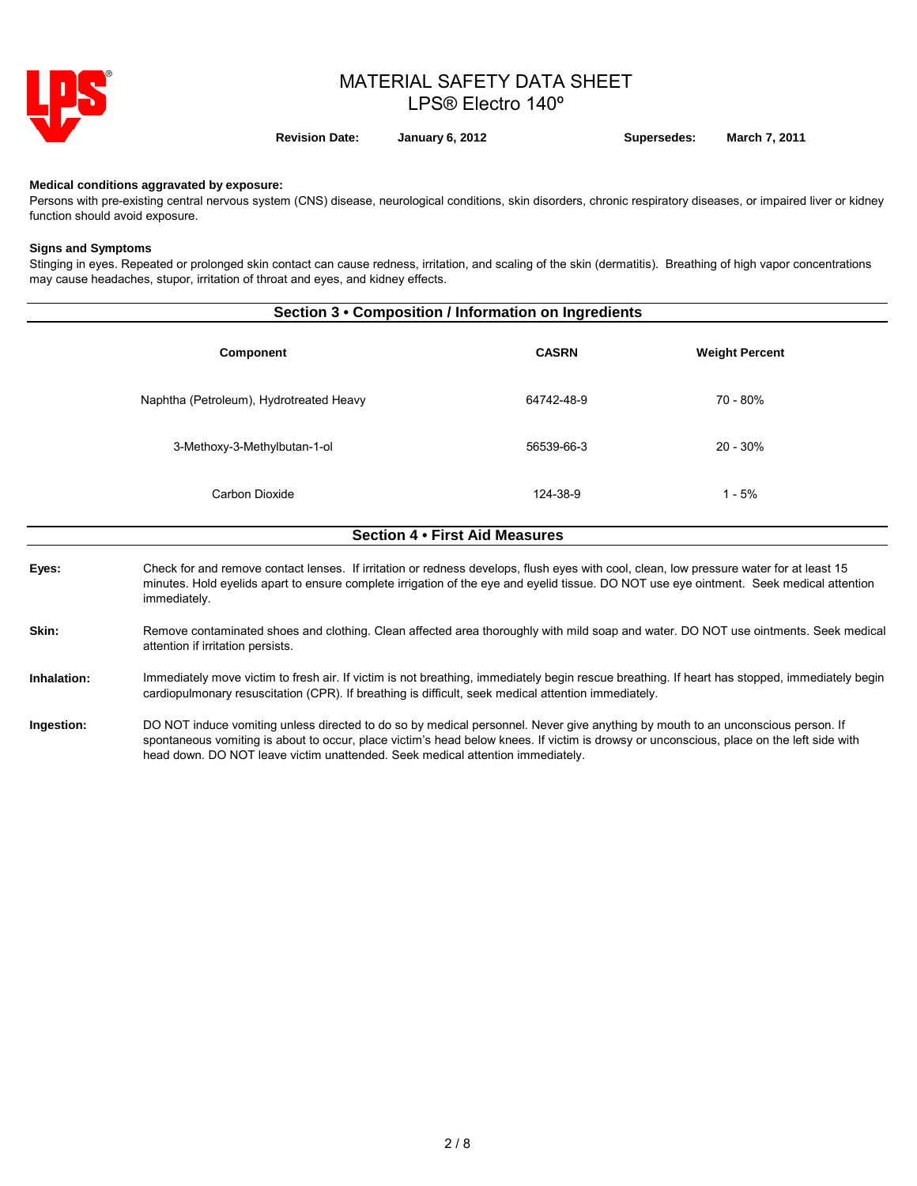**Medical conditions aggravated by exposure:**
Persons with pre-existing central nervous system (CNS) disease, neurological conditions, skin disorders, chronic respiratory diseases, or impaired liver or kidney function should avoid exposure.

**Signs and Symptoms**
Stinging in eyes. Repeated or prolonged skin contact can cause redness, irritation, and scaling of the skin (dermatitis). Breathing of high vapor concentrations may cause headaches, stupor, irritation of throat and eyes, and kidney effects.

## Section 3 • Composition / Information on Ingredients

| Component | CASRN | Weight Percent |
|---|---|---|
| Naphtha (Petroleum), Hydrotreated Heavy | 64742-48-9 | 70 - 80% |
| 3-Methoxy-3-Methylbutan-1-ol | 56539-66-3 | 20 - 30% |
| Carbon Dioxide | 124-38-9 | 1 - 5% |

## Section 4 • First Aid Measures

**Eyes:** Check for and remove contact lenses. If irritation or redness develops, flush eyes with cool, clean, low pressure water for at least 15 minutes. Hold eyelids apart to ensure complete irrigation of the eye and eyelid tissue. DO NOT use eye ointment. Seek medical attention immediately.

**Skin:** Remove contaminated shoes and clothing. Clean affected area thoroughly with mild soap and water. DO NOT use ointments. Seek medical attention if irritation persists.

**Inhalation:** Immediately move victim to fresh air. If victim is not breathing, immediately begin rescue breathing. If heart has stopped, immediately begin cardiopulmonary resuscitation (CPR). If breathing is difficult, seek medical attention immediately.

**Ingestion:** DO NOT induce vomiting unless directed to do so by medical personnel. Never give anything by mouth to an unconscious person. If spontaneous vomiting is about to occur, place victim's head below knees. If victim is drowsy or unconscious, place on the left side with head down. DO NOT leave victim unattended. Seek medical attention immediately.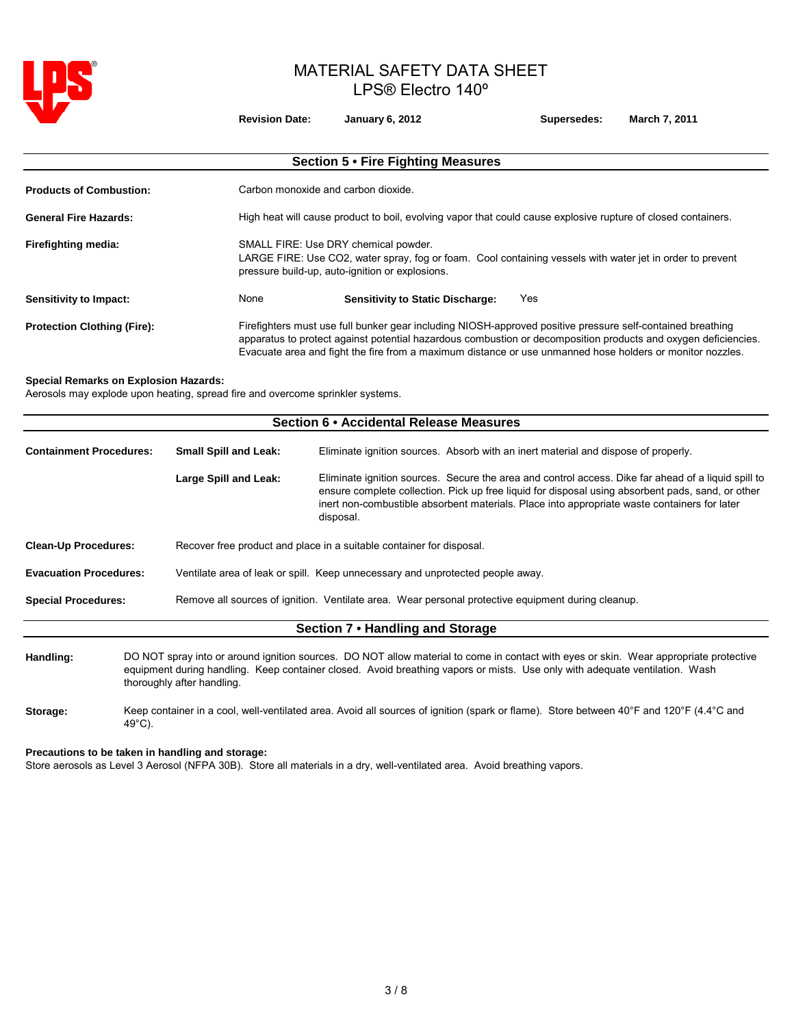# MATERIAL SAFETY DATA SHEET
LPS® Electro 140º

**Revision Date:** January 6, 2012 **Supersedes:** March 7, 2011

## Section 5 • Fire Fighting Measures

**Products of Combustion:** Carbon monoxide and carbon dioxide.

**General Fire Hazards:** High heat will cause product to boil, evolving vapor that could cause explosive rupture of closed containers.

**Firefighting media:** SMALL FIRE: Use DRY chemical powder.
LARGE FIRE: Use CO2, water spray, fog or foam. Cool containing vessels with water jet in order to prevent pressure build-up, auto-ignition or explosions.

**Sensitivity to Impact:** None **Sensitivity to Static Discharge:** Yes

**Protection Clothing (Fire):** Firefighters must use full bunker gear including NIOSH-approved positive pressure self-contained breathing apparatus to protect against potential hazardous combustion or decomposition products and oxygen deficiencies. Evacuate area and fight the fire from a maximum distance or use unmanned hose holders or monitor nozzles.

**Special Remarks on Explosion Hazards:**
Aerosols may explode upon heating, spread fire and overcome sprinkler systems.

## Section 6 • Accidental Release Measures

**Containment Procedures:**

**Small Spill and Leak:** Eliminate ignition sources. Absorb with an inert material and dispose of properly.

**Large Spill and Leak:** Eliminate ignition sources. Secure the area and control access. Dike far ahead of a liquid spill to ensure complete collection. Pick up free liquid for disposal using absorbent pads, sand, or other inert non-combustible absorbent materials. Place into appropriate waste containers for later disposal.

**Clean-Up Procedures:** Recover free product and place in a suitable container for disposal.

**Evacuation Procedures:** Ventilate area of leak or spill. Keep unnecessary and unprotected people away.

**Special Procedures:** Remove all sources of ignition. Ventilate area. Wear personal protective equipment during cleanup.

## Section 7 • Handling and Storage

**Handling:** DO NOT spray into or around ignition sources. DO NOT allow material to come in contact with eyes or skin. Wear appropriate protective equipment during handling. Keep container closed. Avoid breathing vapors or mists. Use only with adequate ventilation. Wash thoroughly after handling.

**Storage:** Keep container in a cool, well-ventilated area. Avoid all sources of ignition (spark or flame). Store between 40°F and 120°F (4.4°C and 49°C).

**Precautions to be taken in handling and storage:**
Store aerosols as Level 3 Aerosol (NFPA 30B). Store all materials in a dry, well-ventilated area. Avoid breathing vapors.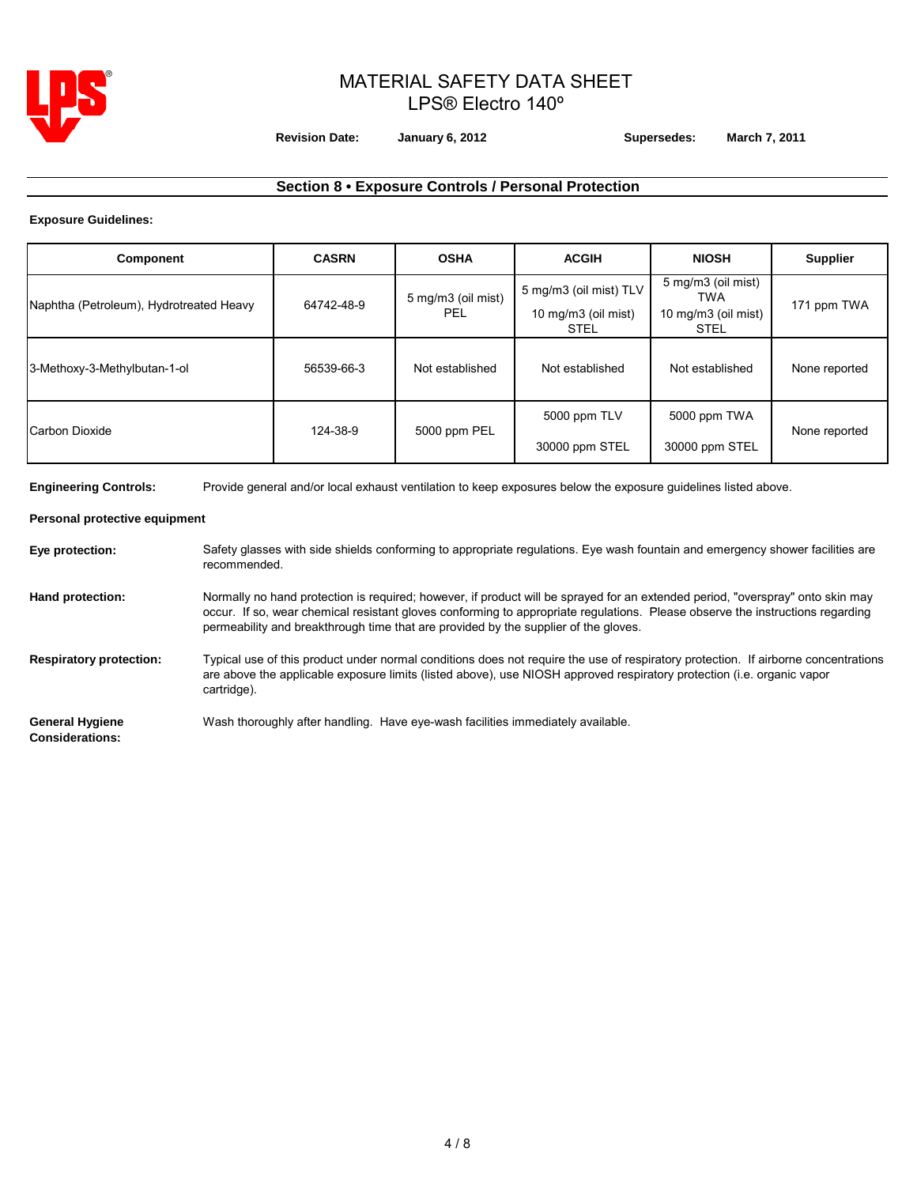# MATERIAL SAFETY DATA SHEET
## LPS® Electro 140º

**Revision Date:** **January 6, 2012** **Supersedes:** **March 7, 2011**

## Section 8 • Exposure Controls / Personal Protection

**Exposure Guidelines:**

| Component | CASRN | OSHA | ACGIH | NIOSH | Supplier |
|---|---|---|---|---|---|
| Naphtha (Petroleum), Hydrotreated Heavy | 64742-48-9 | 5 mg/m3 (oil mist) PEL | 5 mg/m3 (oil mist) TLV<br>10 mg/m3 (oil mist) STEL | 5 mg/m3 (oil mist) TWA<br>10 mg/m3 (oil mist) STEL | 171 ppm TWA |
| 3-Methoxy-3-Methylbutan-1-ol | 56539-66-3 | Not established | Not established | Not established | None reported |
| Carbon Dioxide | 124-38-9 | 5000 ppm PEL | 5000 ppm TLV<br>30000 ppm STEL | 5000 ppm TWA<br>30000 ppm STEL | None reported |

**Engineering Controls:** Provide general and/or local exhaust ventilation to keep exposures below the exposure guidelines listed above.

**Personal protective equipment**

**Eye protection:** Safety glasses with side shields conforming to appropriate regulations. Eye wash fountain and emergency shower facilities are recommended.

**Hand protection:** Normally no hand protection is required; however, if product will be sprayed for an extended period, "overspray" onto skin may occur. If so, wear chemical resistant gloves conforming to appropriate regulations. Please observe the instructions regarding permeability and breakthrough time that are provided by the supplier of the gloves.

**Respiratory protection:** Typical use of this product under normal conditions does not require the use of respiratory protection. If airborne concentrations are above the applicable exposure limits (listed above), use NIOSH approved respiratory protection (i.e. organic vapor cartridge).

**General Hygiene Considerations:** Wash thoroughly after handling. Have eye-wash facilities immediately available.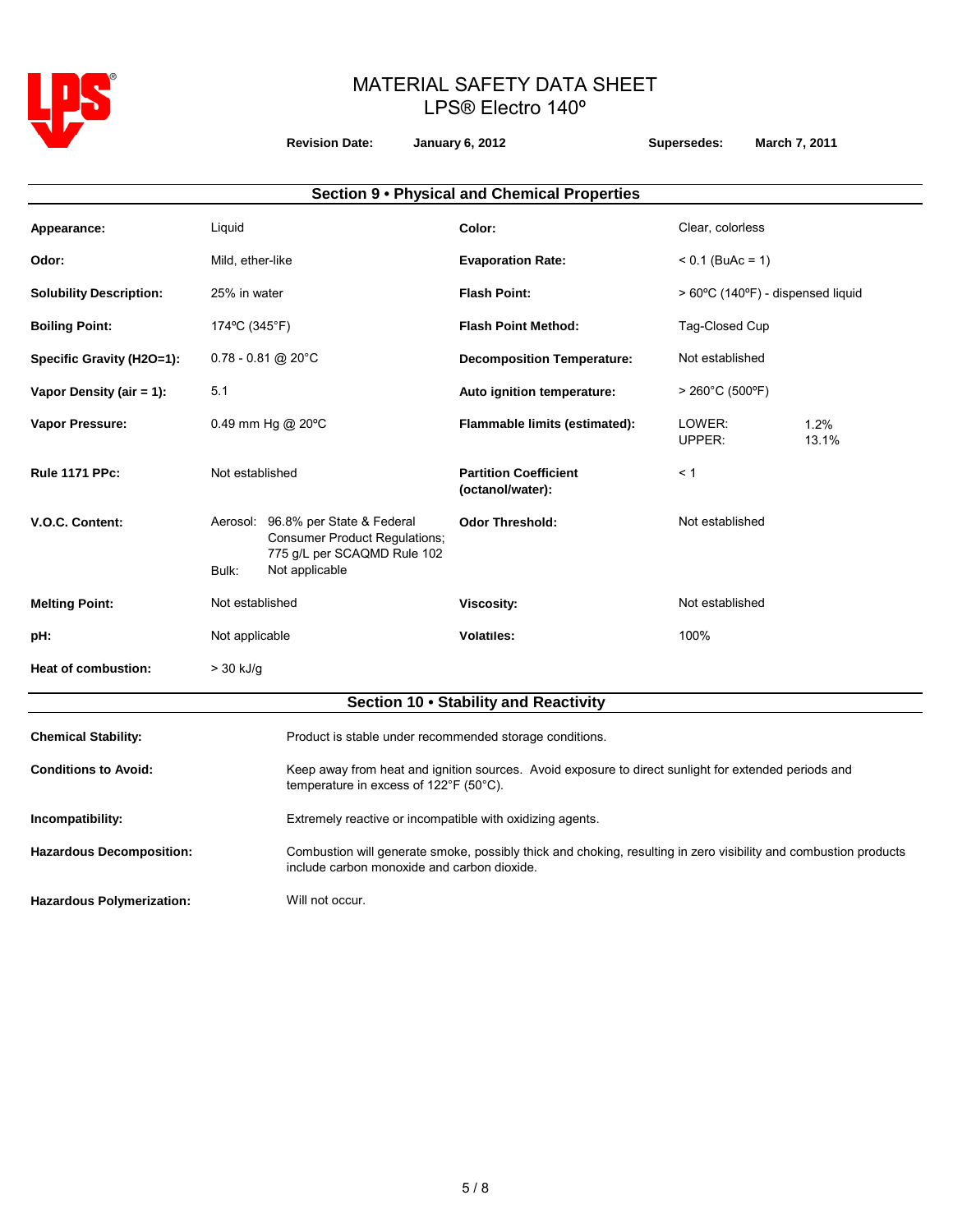# MATERIAL SAFETY DATA SHEET
## LPS® Electro 140º

**Revision Date:** January 6, 2012 **Supersedes:** March 7, 2011

## Section 9 • Physical and Chemical Properties

| | | | |
|---|---|---|---|
| **Appearance:** | Liquid | **Color:** | Clear, colorless |
| **Odor:** | Mild, ether-like | **Evaporation Rate:** | < 0.1 (BuAc = 1) |
| **Solubility Description:** | 25% in water | **Flash Point:** | > 60ºC (140ºF) - dispensed liquid |
| **Boiling Point:** | 174ºC (345°F) | **Flash Point Method:** | Tag-Closed Cup |
| **Specific Gravity (H2O=1):** | 0.78 - 0.81 @ 20°C | **Decomposition Temperature:** | Not established |
| **Vapor Density (air = 1):** | 5.1 | **Auto ignition temperature:** | > 260°C (500ºF) |
| **Vapor Pressure:** | 0.49 mm Hg @ 20ºC | **Flammable limits (estimated):** | LOWER: 1.2%<br>UPPER: 13.1% |
| **Rule 1171 PPc:** | Not established | **Partition Coefficient (octanol/water):** | < 1 |
| **V.O.C. Content:** | Aerosol: 96.8% per State & Federal Consumer Product Regulations; 775 g/L per SCAQMD Rule 102<br>Bulk: Not applicable | **Odor Threshold:** | Not established |
| **Melting Point:** | Not established | **Viscosity:** | Not established |
| **pH:** | Not applicable | **Volatiles:** | 100% |
| **Heat of combustion:** | > 30 kJ/g | | |

## Section 10 • Stability and Reactivity

**Chemical Stability:** Product is stable under recommended storage conditions.

**Conditions to Avoid:** Keep away from heat and ignition sources. Avoid exposure to direct sunlight for extended periods and temperature in excess of 122°F (50°C).

**Incompatibility:** Extremely reactive or incompatible with oxidizing agents.

**Hazardous Decomposition:** Combustion will generate smoke, possibly thick and choking, resulting in zero visibility and combustion products include carbon monoxide and carbon dioxide.

**Hazardous Polymerization:** Will not occur.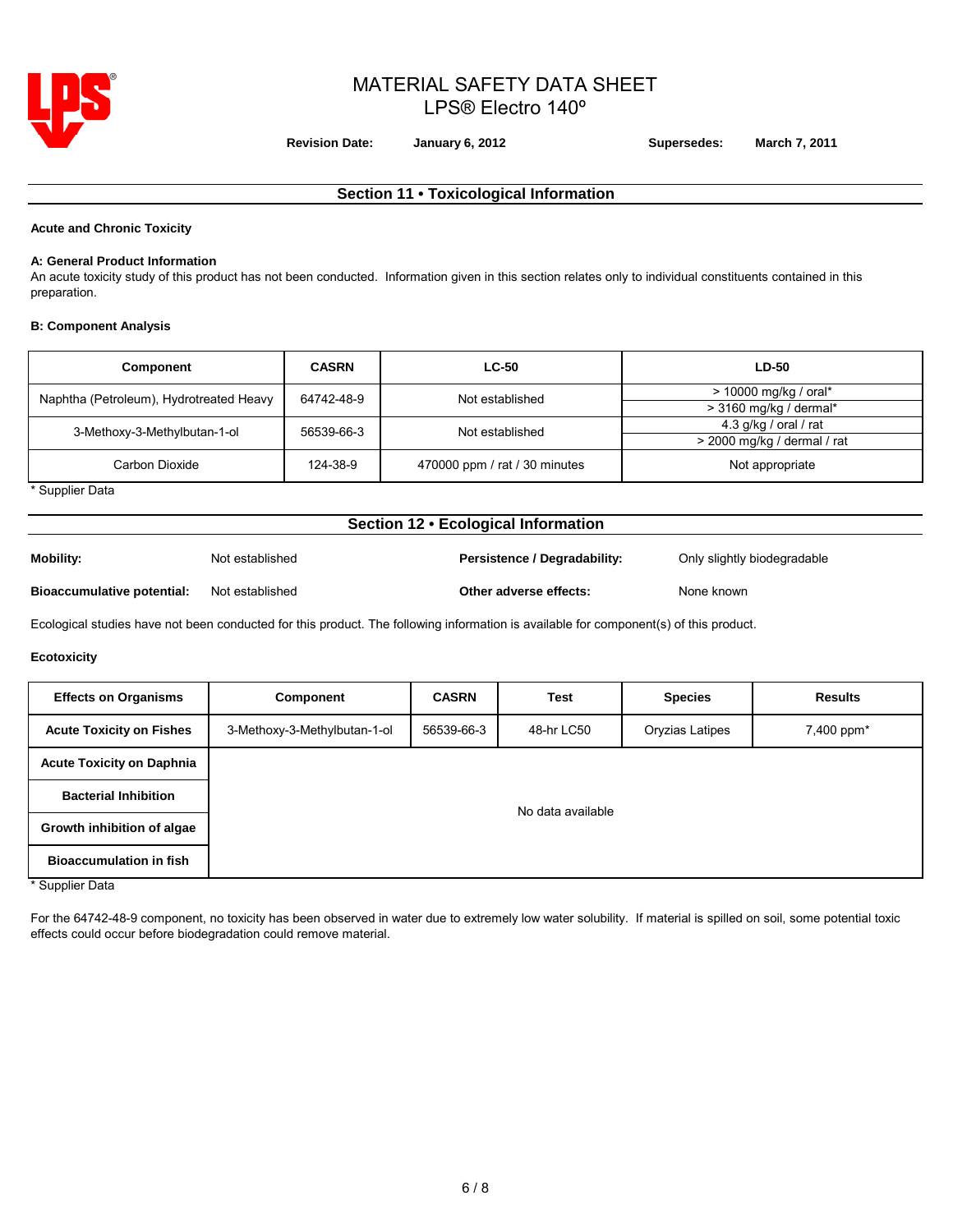# MATERIAL SAFETY DATA SHEET
## LPS® Electro 140º

**Revision Date:** January 6, 2012 **Supersedes:** March 7, 2011

## Section 11 • Toxicological Information

**Acute and Chronic Toxicity**

**A: General Product Information**

An acute toxicity study of this product has not been conducted. Information given in this section relates only to individual constituents contained in this preparation.

**B: Component Analysis**

| Component | CASRN | LC-50 | LD-50 |
|---|---|---|---|
| Naphtha (Petroleum), Hydrotreated Heavy | 64742-48-9 | Not established | > 10000 mg/kg / oral* |
| | | | > 3160 mg/kg / dermal* |
| 3-Methoxy-3-Methylbutan-1-ol | 56539-66-3 | Not established | 4.3 g/kg / oral / rat |
| | | | > 2000 mg/kg / dermal / rat |
| Carbon Dioxide | 124-38-9 | 470000 ppm / rat / 30 minutes | Not appropriate |

\* Supplier Data

## Section 12 • Ecological Information

**Mobility:** Not established

**Persistence / Degradability:** Only slightly biodegradable

**Bioaccumulative potential:** Not established

**Other adverse effects:** None known

Ecological studies have not been conducted for this product. The following information is available for component(s) of this product.

**Ecotoxicity**

| Effects on Organisms | Component | CASRN | Test | Species | Results |
|---|---|---|---|---|---|
| **Acute Toxicity on Fishes** | 3-Methoxy-3-Methylbutan-1-ol | 56539-66-3 | 48-hr LC50 | Oryzias Latipes | 7,400 ppm* |
| **Acute Toxicity on Daphnia** | No data available | | | | |
| **Bacterial Inhibition** | No data available | | | | |
| **Growth inhibition of algae** | No data available | | | | |
| **Bioaccumulation in fish** | No data available | | | | |

\* Supplier Data

For the 64742-48-9 component, no toxicity has been observed in water due to extremely low water solubility. If material is spilled on soil, some potential toxic effects could occur before biodegradation could remove material.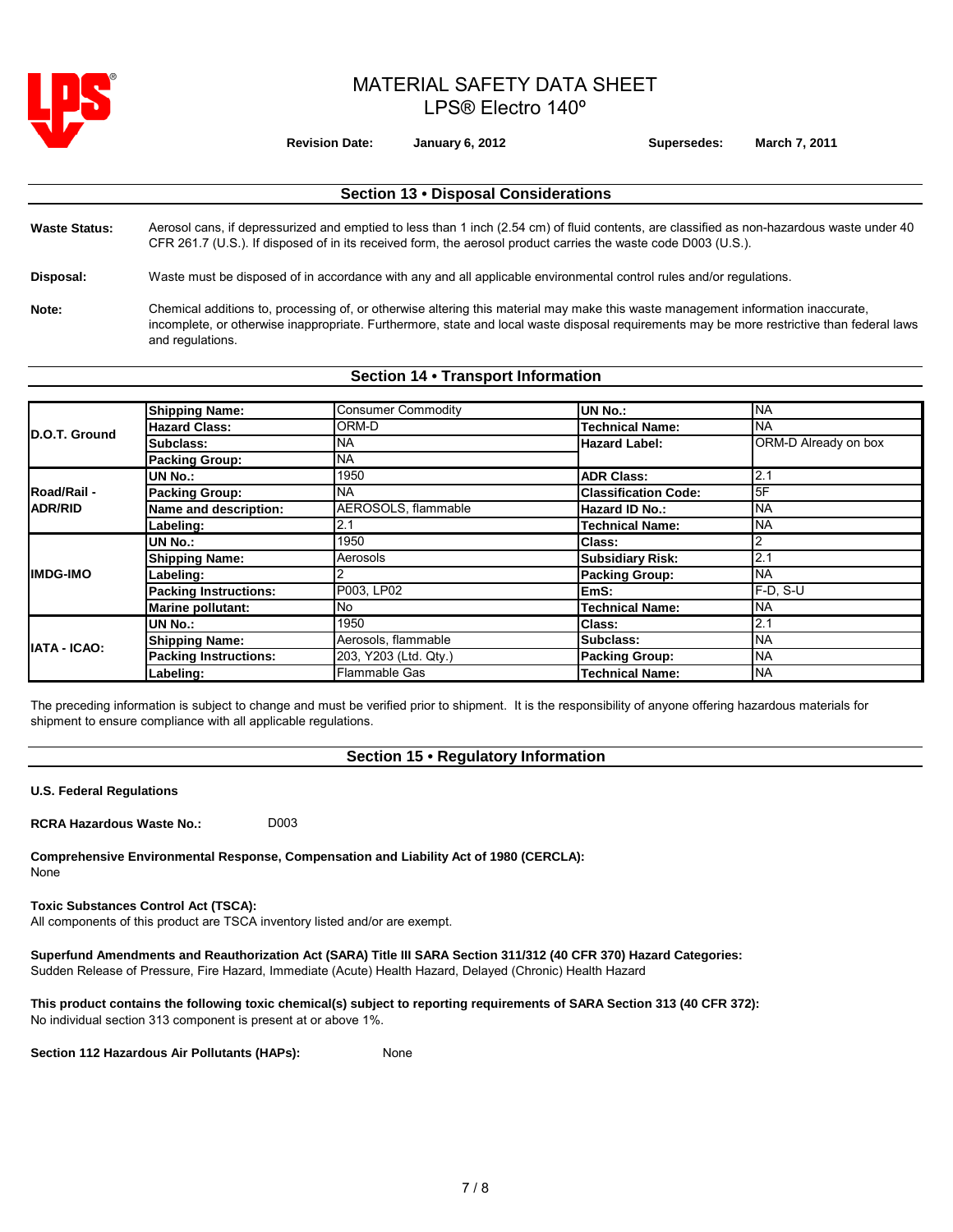# MATERIAL SAFETY DATA SHEET
## LPS® Electro 140º

**Revision Date:** January 6, 2012 **Supersedes:** March 7, 2011

## Section 13 • Disposal Considerations

**Waste Status:** Aerosol cans, if depressurized and emptied to less than 1 inch (2.54 cm) of fluid contents, are classified as non-hazardous waste under 40 CFR 261.7 (U.S.). If disposed of in its received form, the aerosol product carries the waste code D003 (U.S.).

**Disposal:** Waste must be disposed of in accordance with any and all applicable environmental control rules and/or regulations.

**Note:** Chemical additions to, processing of, or otherwise altering this material may make this waste management information inaccurate, incomplete, or otherwise inappropriate. Furthermore, state and local waste disposal requirements may be more restrictive than federal laws and regulations.

## Section 14 • Transport Information

| | | | | |
|---|---|---|---|---|
| **D.O.T. Ground** | **Shipping Name:** | Consumer Commodity | **UN No.:** | NA |
| | **Hazard Class:** | ORM-D | **Technical Name:** | NA |
| | **Subclass:** | NA | **Hazard Label:** | ORM-D Already on box |
| | **Packing Group:** | NA | | |
| **Road/Rail - ADR/RID** | **UN No.:** | 1950 | **ADR Class:** | 2.1 |
| | **Packing Group:** | NA | **Classification Code:** | 5F |
| | **Name and description:** | AEROSOLS, flammable | **Hazard ID No.:** | NA |
| | **Labeling:** | 2.1 | **Technical Name:** | NA |
| **IMDG-IMO** | **UN No.:** | 1950 | **Class:** | 2 |
| | **Shipping Name:** | Aerosols | **Subsidiary Risk:** | 2.1 |
| | **Labeling:** | 2 | **Packing Group:** | NA |
| | **Packing Instructions:** | P003, LP02 | **EmS:** | F-D, S-U |
| | **Marine pollutant:** | No | **Technical Name:** | NA |
| **IATA - ICAO:** | **UN No.:** | 1950 | **Class:** | 2.1 |
| | **Shipping Name:** | Aerosols, flammable | **Subclass:** | NA |
| | **Packing Instructions:** | 203, Y203 (Ltd. Qty.) | **Packing Group:** | NA |
| | **Labeling:** | Flammable Gas | **Technical Name:** | NA |

The preceding information is subject to change and must be verified prior to shipment. It is the responsibility of anyone offering hazardous materials for shipment to ensure compliance with all applicable regulations.

## Section 15 • Regulatory Information

**U.S. Federal Regulations**

**RCRA Hazardous Waste No.:** D003

**Comprehensive Environmental Response, Compensation and Liability Act of 1980 (CERCLA):**
None

**Toxic Substances Control Act (TSCA):**
All components of this product are TSCA inventory listed and/or are exempt.

**Superfund Amendments and Reauthorization Act (SARA) Title III SARA Section 311/312 (40 CFR 370) Hazard Categories:**
Sudden Release of Pressure, Fire Hazard, Immediate (Acute) Health Hazard, Delayed (Chronic) Health Hazard

**This product contains the following toxic chemical(s) subject to reporting requirements of SARA Section 313 (40 CFR 372):**
No individual section 313 component is present at or above 1%.

**Section 112 Hazardous Air Pollutants (HAPs):** None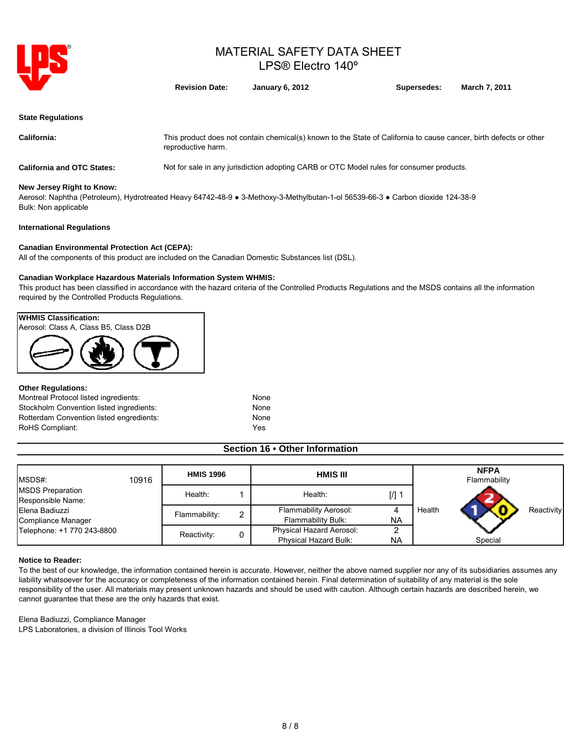# MATERIAL SAFETY DATA SHEET
## LPS® Electro 140º

**Revision Date:** **January 6, 2012** **Supersedes:** **March 7, 2011**

**State Regulations**

**California:** This product does not contain chemical(s) known to the State of California to cause cancer, birth defects or other reproductive harm.

**California and OTC States:** Not for sale in any jurisdiction adopting CARB or OTC Model rules for consumer products.

**New Jersey Right to Know:**
Aerosol: Naphtha (Petroleum), Hydrotreated Heavy 64742-48-9 ● 3-Methoxy-3-Methylbutan-1-ol 56539-66-3 ● Carbon dioxide 124-38-9
Bulk: Non applicable

**International Regulations**

**Canadian Environmental Protection Act (CEPA):**
All of the components of this product are included on the Canadian Domestic Substances list (DSL).

**Canadian Workplace Hazardous Materials Information System WHMIS:**
This product has been classified in accordance with the hazard criteria of the Controlled Products Regulations and the MSDS contains all the information required by the Controlled Products Regulations.

**WHMIS Classification:**
Aerosol: Class A, Class B5, Class D2B

**Other Regulations:**

| | |
|---|---|
| Montreal Protocol listed ingredients: | None |
| Stockholm Convention listed ingredients: | None |
| Rotterdam Convention listed engredients: | None |
| RoHS Compliant: | Yes |

## Section 16 • Other Information

| | | HMIS 1996 | | HMIS III | | NFPA |
|---|---|---|---|---|---|---|
| MSDS#: | 10916 | Health: | 1 | Health: | [/] 1 | Flammability: 2 |
| MSDS Preparation Responsible Name: | | Flammability: | 2 | Flammability Aerosol: / Flammability Bulk: | 4 / NA | Health: 1 |
| Elena Badiuzzi, Compliance Manager | | Reactivity: | 0 | Physical Hazard Aerosol: / Physical Hazard Bulk: | 2 / NA | Reactivity: 0 |
| Telephone: +1 770 243-8800 | | | | | | Special |

**Notice to Reader:**
To the best of our knowledge, the information contained herein is accurate. However, neither the above named supplier nor any of its subsidiaries assumes any liability whatsoever for the accuracy or completeness of the information contained herein. Final determination of suitability of any material is the sole responsibility of the user. All materials may present unknown hazards and should be used with caution. Although certain hazards are described herein, we cannot guarantee that these are the only hazards that exist.

Elena Badiuzzi, Compliance Manager
LPS Laboratories, a division of Illinois Tool Works